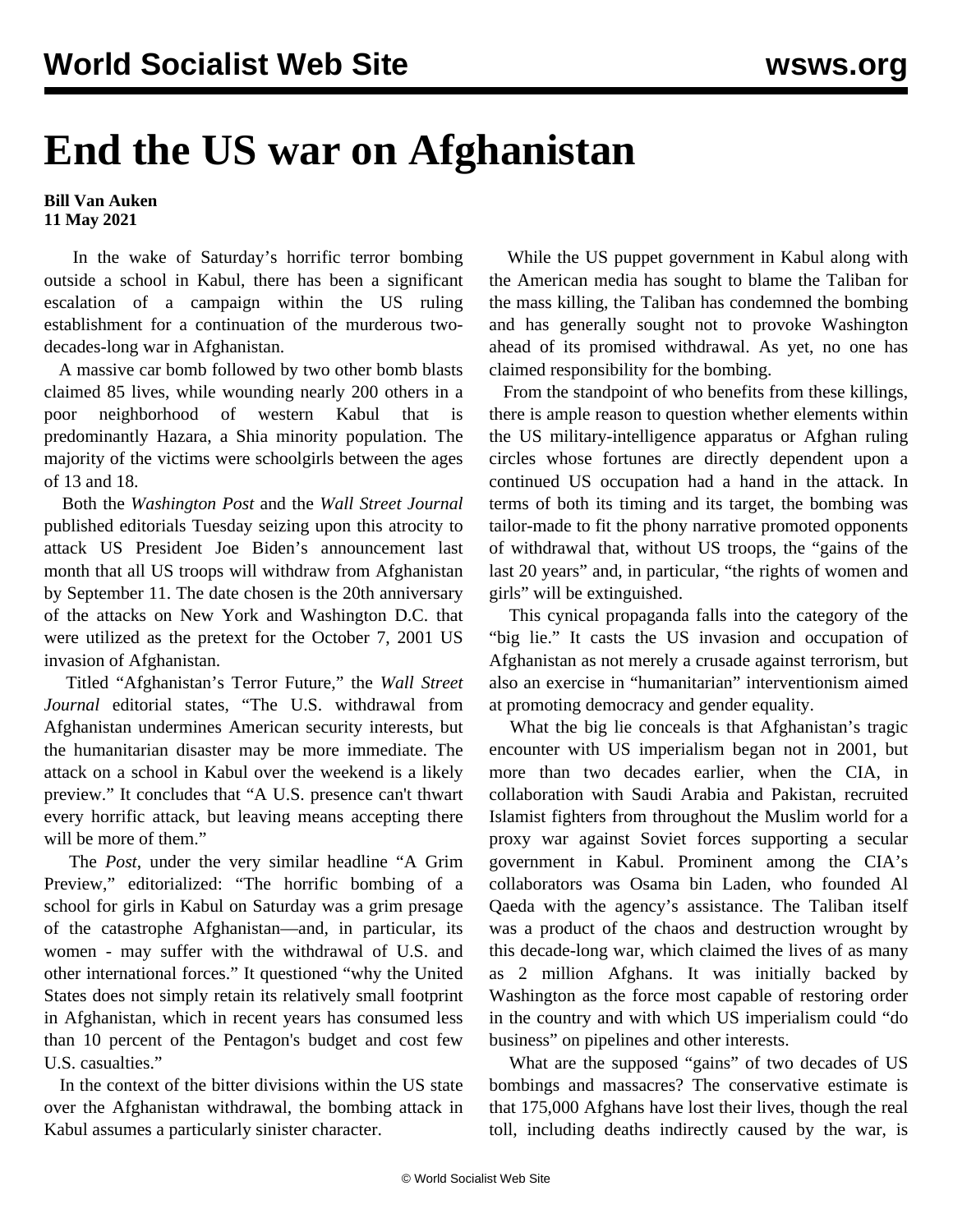# End the US war on Afghanistan

**Bill Van Auken**
**11 May 2021**

In the wake of Saturday's horrific terror bombing outside a school in Kabul, there has been a significant escalation of a campaign within the US ruling establishment for a continuation of the murderous two-decades-long war in Afghanistan.

A massive car bomb followed by two other bomb blasts claimed 85 lives, while wounding nearly 200 others in a poor neighborhood of western Kabul that is predominantly Hazara, a Shia minority population. The majority of the victims were schoolgirls between the ages of 13 and 18.

Both the *Washington Post* and the *Wall Street Journal* published editorials Tuesday seizing upon this atrocity to attack US President Joe Biden's announcement last month that all US troops will withdraw from Afghanistan by September 11. The date chosen is the 20th anniversary of the attacks on New York and Washington D.C. that were utilized as the pretext for the October 7, 2001 US invasion of Afghanistan.

Titled "Afghanistan's Terror Future," the *Wall Street Journal* editorial states, "The U.S. withdrawal from Afghanistan undermines American security interests, but the humanitarian disaster may be more immediate. The attack on a school in Kabul over the weekend is a likely preview." It concludes that "A U.S. presence can't thwart every horrific attack, but leaving means accepting there will be more of them."

The *Post*, under the very similar headline "A Grim Preview," editorialized: "The horrific bombing of a school for girls in Kabul on Saturday was a grim presage of the catastrophe Afghanistan—and, in particular, its women - may suffer with the withdrawal of U.S. and other international forces." It questioned "why the United States does not simply retain its relatively small footprint in Afghanistan, which in recent years has consumed less than 10 percent of the Pentagon's budget and cost few U.S. casualties."

In the context of the bitter divisions within the US state over the Afghanistan withdrawal, the bombing attack in Kabul assumes a particularly sinister character.

While the US puppet government in Kabul along with the American media has sought to blame the Taliban for the mass killing, the Taliban has condemned the bombing and has generally sought not to provoke Washington ahead of its promised withdrawal. As yet, no one has claimed responsibility for the bombing.

From the standpoint of who benefits from these killings, there is ample reason to question whether elements within the US military-intelligence apparatus or Afghan ruling circles whose fortunes are directly dependent upon a continued US occupation had a hand in the attack. In terms of both its timing and its target, the bombing was tailor-made to fit the phony narrative promoted opponents of withdrawal that, without US troops, the "gains of the last 20 years" and, in particular, "the rights of women and girls" will be extinguished.

This cynical propaganda falls into the category of the "big lie." It casts the US invasion and occupation of Afghanistan as not merely a crusade against terrorism, but also an exercise in "humanitarian" interventionism aimed at promoting democracy and gender equality.

What the big lie conceals is that Afghanistan's tragic encounter with US imperialism began not in 2001, but more than two decades earlier, when the CIA, in collaboration with Saudi Arabia and Pakistan, recruited Islamist fighters from throughout the Muslim world for a proxy war against Soviet forces supporting a secular government in Kabul. Prominent among the CIA's collaborators was Osama bin Laden, who founded Al Qaeda with the agency's assistance. The Taliban itself was a product of the chaos and destruction wrought by this decade-long war, which claimed the lives of as many as 2 million Afghans. It was initially backed by Washington as the force most capable of restoring order in the country and with which US imperialism could "do business" on pipelines and other interests.

What are the supposed "gains" of two decades of US bombings and massacres? The conservative estimate is that 175,000 Afghans have lost their lives, though the real toll, including deaths indirectly caused by the war, is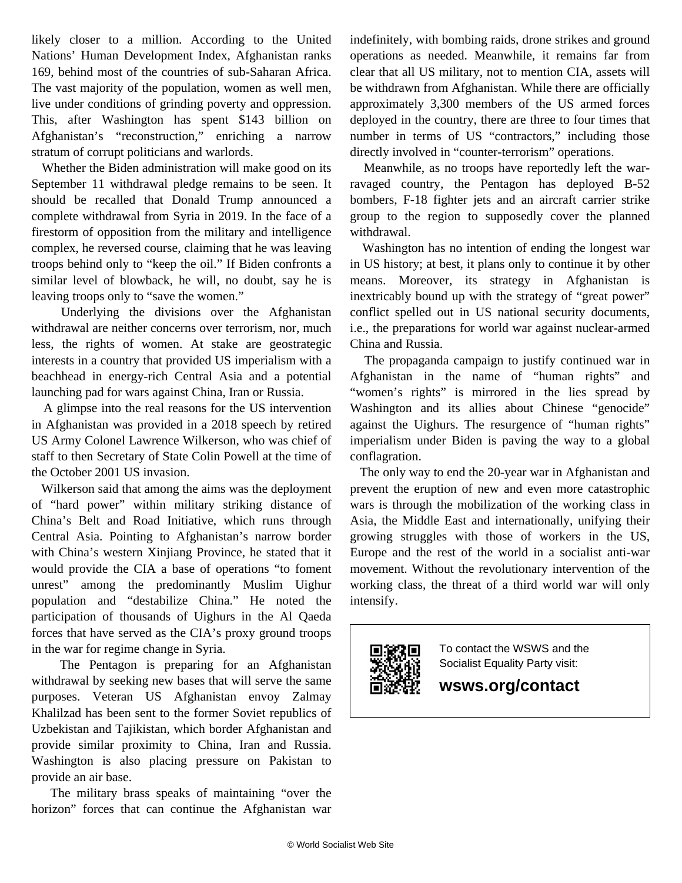likely closer to a million. According to the United Nations' Human Development Index, Afghanistan ranks 169, behind most of the countries of sub-Saharan Africa. The vast majority of the population, women as well men, live under conditions of grinding poverty and oppression. This, after Washington has spent $143 billion on Afghanistan's "reconstruction," enriching a narrow stratum of corrupt politicians and warlords.

Whether the Biden administration will make good on its September 11 withdrawal pledge remains to be seen. It should be recalled that Donald Trump announced a complete withdrawal from Syria in 2019. In the face of a firestorm of opposition from the military and intelligence complex, he reversed course, claiming that he was leaving troops behind only to "keep the oil." If Biden confronts a similar level of blowback, he will, no doubt, say he is leaving troops only to "save the women."

Underlying the divisions over the Afghanistan withdrawal are neither concerns over terrorism, nor, much less, the rights of women. At stake are geostrategic interests in a country that provided US imperialism with a beachhead in energy-rich Central Asia and a potential launching pad for wars against China, Iran or Russia.

A glimpse into the real reasons for the US intervention in Afghanistan was provided in a 2018 speech by retired US Army Colonel Lawrence Wilkerson, who was chief of staff to then Secretary of State Colin Powell at the time of the October 2001 US invasion.

Wilkerson said that among the aims was the deployment of "hard power" within military striking distance of China's Belt and Road Initiative, which runs through Central Asia. Pointing to Afghanistan's narrow border with China's western Xinjiang Province, he stated that it would provide the CIA a base of operations "to foment unrest" among the predominantly Muslim Uighur population and "destabilize China." He noted the participation of thousands of Uighurs in the Al Qaeda forces that have served as the CIA's proxy ground troops in the war for regime change in Syria.

The Pentagon is preparing for an Afghanistan withdrawal by seeking new bases that will serve the same purposes. Veteran US Afghanistan envoy Zalmay Khalilzad has been sent to the former Soviet republics of Uzbekistan and Tajikistan, which border Afghanistan and provide similar proximity to China, Iran and Russia. Washington is also placing pressure on Pakistan to provide an air base.

The military brass speaks of maintaining "over the horizon" forces that can continue the Afghanistan war indefinitely, with bombing raids, drone strikes and ground operations as needed. Meanwhile, it remains far from clear that all US military, not to mention CIA, assets will be withdrawn from Afghanistan. While there are officially approximately 3,300 members of the US armed forces deployed in the country, there are three to four times that number in terms of US "contractors," including those directly involved in "counter-terrorism" operations.

Meanwhile, as no troops have reportedly left the war-ravaged country, the Pentagon has deployed B-52 bombers, F-18 fighter jets and an aircraft carrier strike group to the region to supposedly cover the planned withdrawal.

Washington has no intention of ending the longest war in US history; at best, it plans only to continue it by other means. Moreover, its strategy in Afghanistan is inextricably bound up with the strategy of "great power" conflict spelled out in US national security documents, i.e., the preparations for world war against nuclear-armed China and Russia.

The propaganda campaign to justify continued war in Afghanistan in the name of "human rights" and "women's rights" is mirrored in the lies spread by Washington and its allies about Chinese "genocide" against the Uighurs. The resurgence of "human rights" imperialism under Biden is paving the way to a global conflagration.

The only way to end the 20-year war in Afghanistan and prevent the eruption of new and even more catastrophic wars is through the mobilization of the working class in Asia, the Middle East and internationally, unifying their growing struggles with those of workers in the US, Europe and the rest of the world in a socialist anti-war movement. Without the revolutionary intervention of the working class, the threat of a third world war will only intensify.

To contact the WSWS and the Socialist Equality Party visit:

**wsws.org/contact**